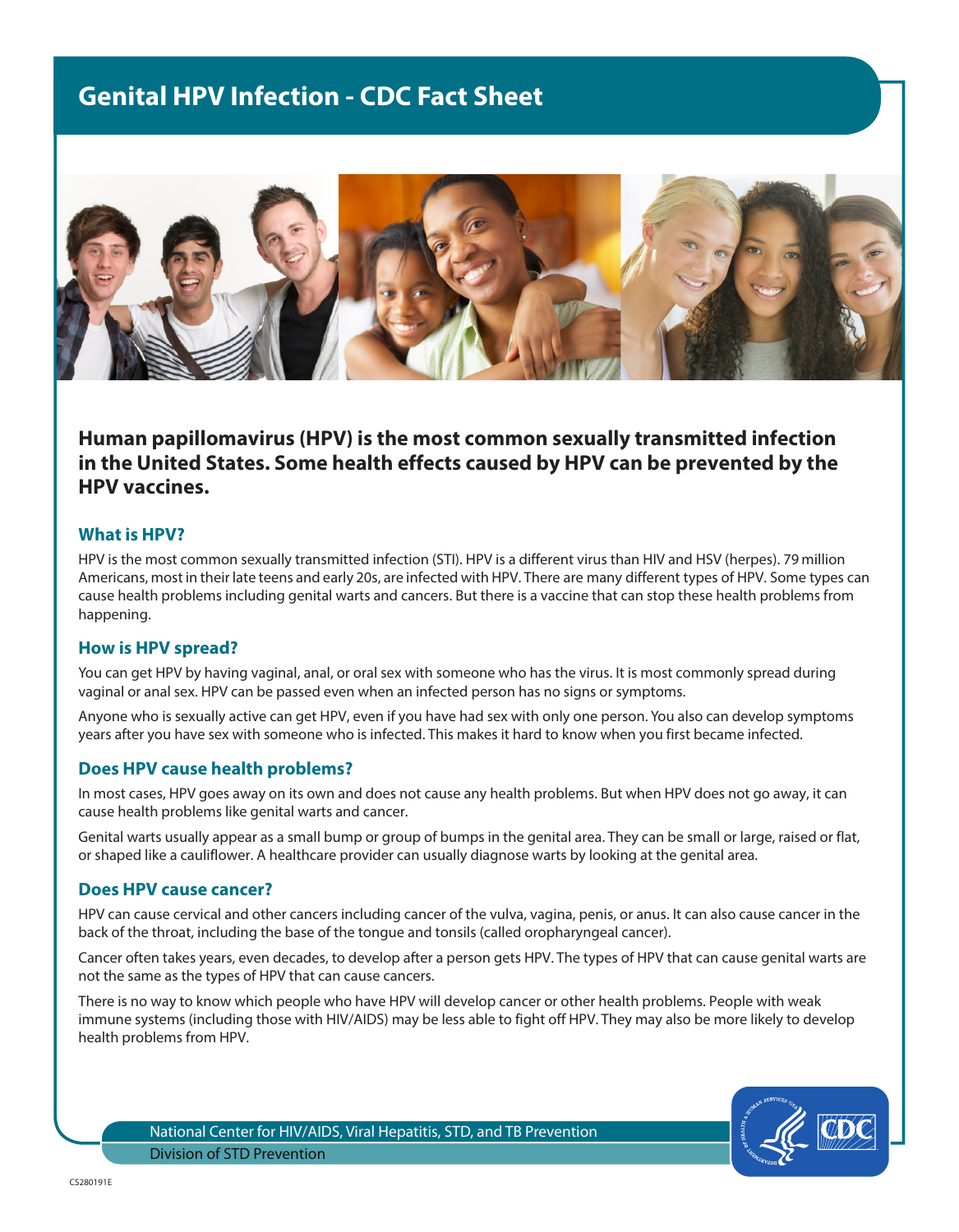# Genital HPV Infection - CDC Fact Sheet

**Human papillomavirus (HPV) is the most common sexually transmitted infection in the United States. Some health effects caused by HPV can be prevented by the HPV vaccines.**

## What is HPV?

HPV is the most common sexually transmitted infection (STI). HPV is a different virus than HIV and HSV (herpes). 79 million Americans, most in their late teens and early 20s, are infected with HPV. There are many different types of HPV. Some types can cause health problems including genital warts and cancers. But there is a vaccine that can stop these health problems from happening.

## How is HPV spread?

You can get HPV by having vaginal, anal, or oral sex with someone who has the virus. It is most commonly spread during vaginal or anal sex. HPV can be passed even when an infected person has no signs or symptoms.

Anyone who is sexually active can get HPV, even if you have had sex with only one person. You also can develop symptoms years after you have sex with someone who is infected. This makes it hard to know when you first became infected.

## Does HPV cause health problems?

In most cases, HPV goes away on its own and does not cause any health problems. But when HPV does not go away, it can cause health problems like genital warts and cancer.

Genital warts usually appear as a small bump or group of bumps in the genital area. They can be small or large, raised or flat, or shaped like a cauliflower. A healthcare provider can usually diagnose warts by looking at the genital area.

## Does HPV cause cancer?

HPV can cause cervical and other cancers including cancer of the vulva, vagina, penis, or anus. It can also cause cancer in the back of the throat, including the base of the tongue and tonsils (called oropharyngeal cancer).

Cancer often takes years, even decades, to develop after a person gets HPV. The types of HPV that can cause genital warts are not the same as the types of HPV that can cause cancers.

There is no way to know which people who have HPV will develop cancer or other health problems. People with weak immune systems (including those with HIV/AIDS) may be less able to fight off HPV. They may also be more likely to develop health problems from HPV.

National Center for HIV/AIDS, Viral Hepatitis, STD, and TB Prevention
Division of STD Prevention

CS280191E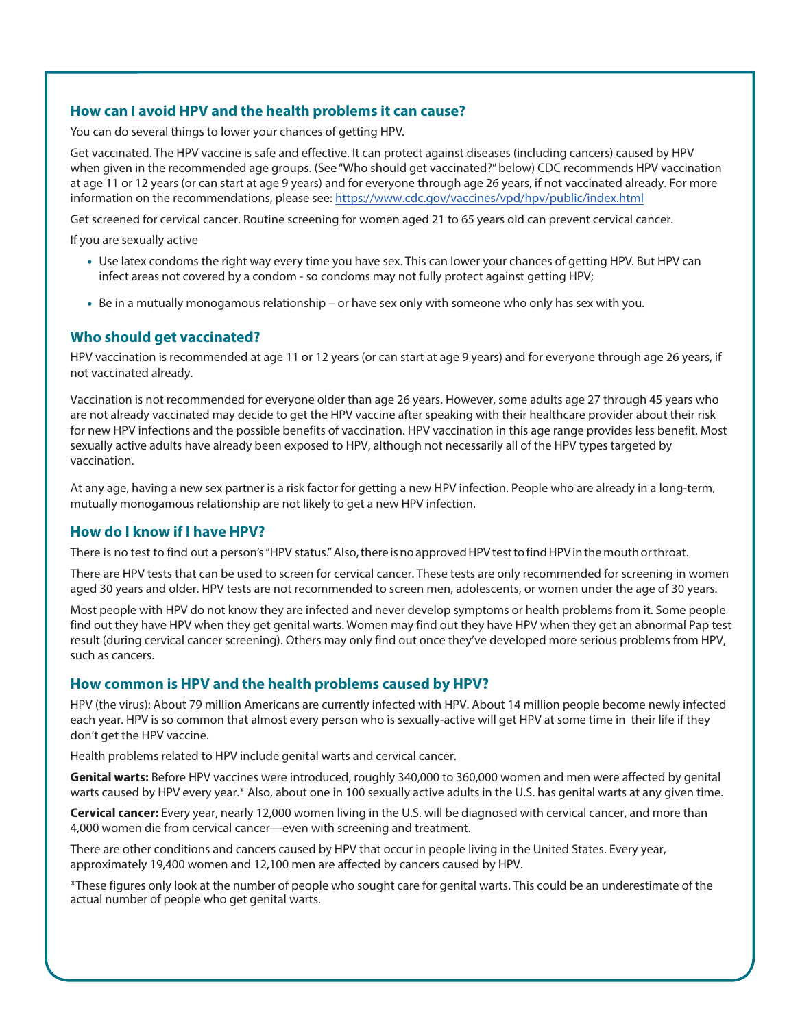## How can I avoid HPV and the health problems it can cause?

You can do several things to lower your chances of getting HPV.

Get vaccinated. The HPV vaccine is safe and effective. It can protect against diseases (including cancers) caused by HPV when given in the recommended age groups. (See "Who should get vaccinated?" below) CDC recommends HPV vaccination at age 11 or 12 years (or can start at age 9 years) and for everyone through age 26 years, if not vaccinated already. For more information on the recommendations, please see: https://www.cdc.gov/vaccines/vpd/hpv/public/index.html

Get screened for cervical cancer. Routine screening for women aged 21 to 65 years old can prevent cervical cancer.

If you are sexually active

- Use latex condoms the right way every time you have sex. This can lower your chances of getting HPV. But HPV can infect areas not covered by a condom - so condoms may not fully protect against getting HPV;
- Be in a mutually monogamous relationship – or have sex only with someone who only has sex with you.

## Who should get vaccinated?

HPV vaccination is recommended at age 11 or 12 years (or can start at age 9 years) and for everyone through age 26 years, if not vaccinated already.

Vaccination is not recommended for everyone older than age 26 years. However, some adults age 27 through 45 years who are not already vaccinated may decide to get the HPV vaccine after speaking with their healthcare provider about their risk for new HPV infections and the possible benefits of vaccination. HPV vaccination in this age range provides less benefit. Most sexually active adults have already been exposed to HPV, although not necessarily all of the HPV types targeted by vaccination.

At any age, having a new sex partner is a risk factor for getting a new HPV infection. People who are already in a long-term, mutually monogamous relationship are not likely to get a new HPV infection.

## How do I know if I have HPV?

There is no test to find out a person's "HPV status." Also, there is no approved HPV test to find HPV in the mouth or throat.

There are HPV tests that can be used to screen for cervical cancer. These tests are only recommended for screening in women aged 30 years and older. HPV tests are not recommended to screen men, adolescents, or women under the age of 30 years.

Most people with HPV do not know they are infected and never develop symptoms or health problems from it. Some people find out they have HPV when they get genital warts. Women may find out they have HPV when they get an abnormal Pap test result (during cervical cancer screening). Others may only find out once they've developed more serious problems from HPV, such as cancers.

## How common is HPV and the health problems caused by HPV?

HPV (the virus): About 79 million Americans are currently infected with HPV. About 14 million people become newly infected each year. HPV is so common that almost every person who is sexually-active will get HPV at some time in their life if they don't get the HPV vaccine.

Health problems related to HPV include genital warts and cervical cancer.

**Genital warts:** Before HPV vaccines were introduced, roughly 340,000 to 360,000 women and men were affected by genital warts caused by HPV every year.* Also, about one in 100 sexually active adults in the U.S. has genital warts at any given time.

**Cervical cancer:** Every year, nearly 12,000 women living in the U.S. will be diagnosed with cervical cancer, and more than 4,000 women die from cervical cancer—even with screening and treatment.

There are other conditions and cancers caused by HPV that occur in people living in the United States. Every year, approximately 19,400 women and 12,100 men are affected by cancers caused by HPV.

*These figures only look at the number of people who sought care for genital warts. This could be an underestimate of the actual number of people who get genital warts.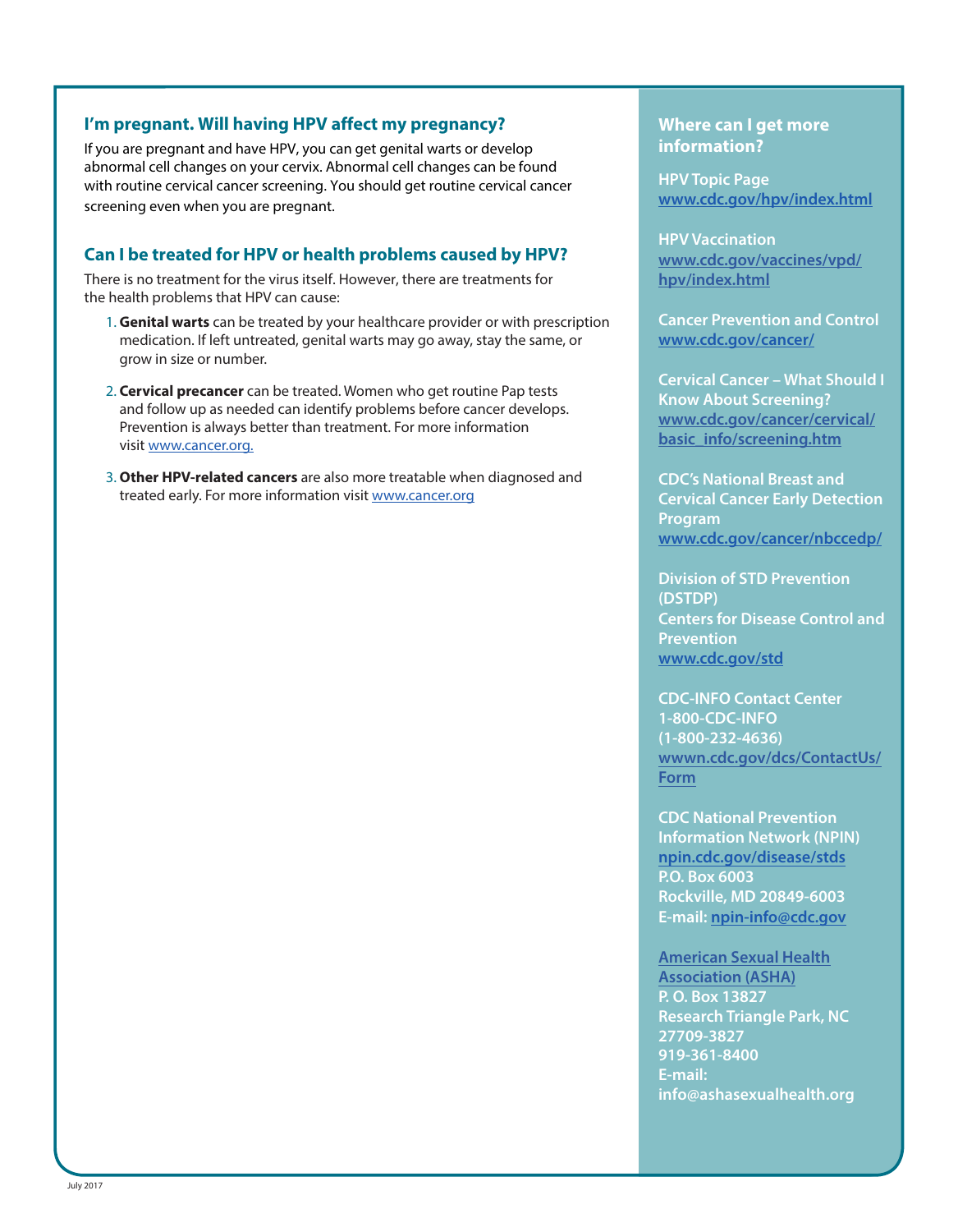## I'm pregnant. Will having HPV affect my pregnancy?

If you are pregnant and have HPV, you can get genital warts or develop abnormal cell changes on your cervix. Abnormal cell changes can be found with routine cervical cancer screening. You should get routine cervical cancer screening even when you are pregnant.

## Can I be treated for HPV or health problems caused by HPV?

There is no treatment for the virus itself. However, there are treatments for the health problems that HPV can cause:

1. **Genital warts** can be treated by your healthcare provider or with prescription medication. If left untreated, genital warts may go away, stay the same, or grow in size or number.
2. **Cervical precancer** can be treated. Women who get routine Pap tests and follow up as needed can identify problems before cancer develops. Prevention is always better than treatment. For more information visit www.cancer.org.
3. **Other HPV-related cancers** are also more treatable when diagnosed and treated early. For more information visit www.cancer.org

## Where can I get more information?

**HPV Topic Page**
www.cdc.gov/hpv/index.html

**HPV Vaccination**
www.cdc.gov/vaccines/vpd/hpv/index.html

**Cancer Prevention and Control**
www.cdc.gov/cancer/

**Cervical Cancer – What Should I Know About Screening?**
www.cdc.gov/cancer/cervical/basic_info/screening.htm

**CDC's National Breast and Cervical Cancer Early Detection Program**
www.cdc.gov/cancer/nbccedp/

**Division of STD Prevention (DSTDP)**
**Centers for Disease Control and Prevention**
www.cdc.gov/std

**CDC-INFO Contact Center**
1-800-CDC-INFO
(1-800-232-4636)
wwwn.cdc.gov/dcs/ContactUs/Form

**CDC National Prevention Information Network (NPIN)**
npin.cdc.gov/disease/stds
P.O. Box 6003
Rockville, MD 20849-6003
E-mail: npin-info@cdc.gov

**American Sexual Health Association (ASHA)**
P. O. Box 13827
Research Triangle Park, NC 27709-3827
919-361-8400
E-mail: info@ashasexualhealth.org

July 2017